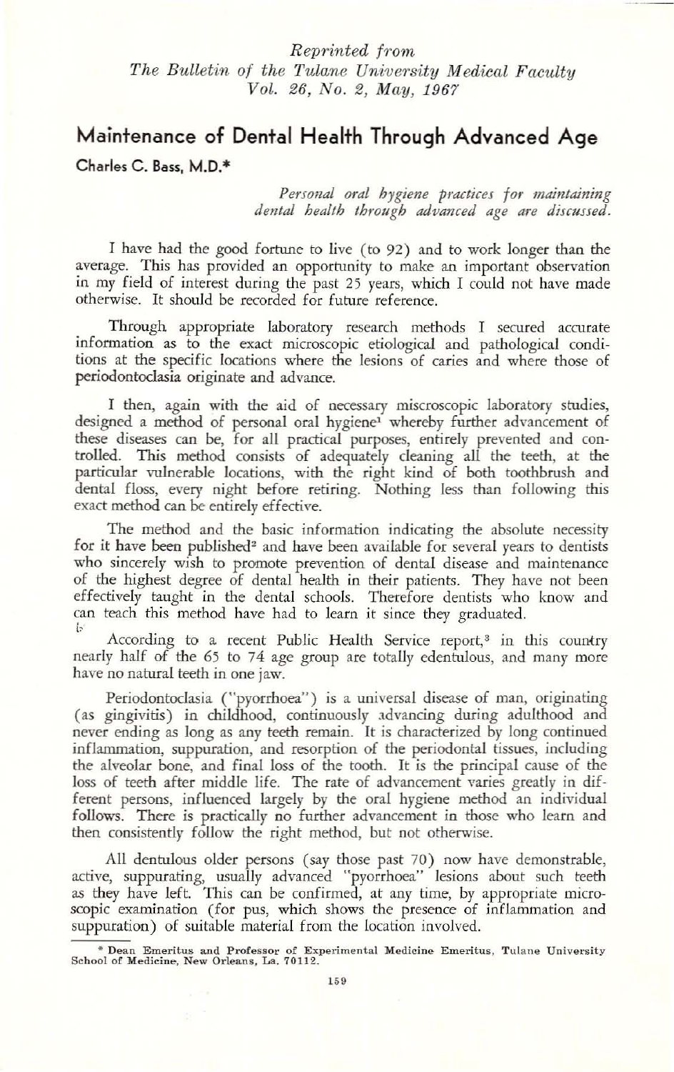*Reprinted from*
*The Bulletin of the Tulane University Medical Faculty*
*Vol. 26, No. 2, May, 1967*

# Maintenance of Dental Health Through Advanced Age

**Charles C. Bass, M.D.***

*Personal oral hygiene practices for maintaining dental health through advanced age are discussed.*

I have had the good fortune to live (to 92) and to work longer than the average. This has provided an opportunity to make an important observation in my field of interest during the past 25 years, which I could not have made otherwise. It should be recorded for future reference.

Through appropriate laboratory research methods I secured accurate information as to the exact microscopic etiological and pathological conditions at the specific locations where the lesions of caries and where those of periodontoclasia originate and advance.

I then, again with the aid of necessary miscroscopic laboratory studies, designed a method of personal oral hygiene[1] whereby further advancement of these diseases can be, for all practical purposes, entirely prevented and controlled. This method consists of adequately cleaning all the teeth, at the particular vulnerable locations, with the right kind of both toothbrush and dental floss, every night before retiring. Nothing less than following this exact method can be entirely effective.

The method and the basic information indicating the absolute necessity for it have been published[2] and have been available for several years to dentists who sincerely wish to promote prevention of dental disease and maintenance of the highest degree of dental health in their patients. They have not been effectively taught in the dental schools. Therefore dentists who know and can teach this method have had to learn it since they graduated.

According to a recent Public Health Service report,[3] in this country nearly half of the 65 to 74 age group are totally edentulous, and many more have no natural teeth in one jaw.

Periodontoclasia ("pyorrhoea") is a universal disease of man, originating (as gingivitis) in childhood, continuously advancing during adulthood and never ending as long as any teeth remain. It is characterized by long continued inflammation, suppuration, and resorption of the periodontal tissues, including the alveolar bone, and final loss of the tooth. It is the principal cause of the loss of teeth after middle life. The rate of advancement varies greatly in different persons, influenced largely by the oral hygiene method an individual follows. There is practically no further advancement in those who learn and then consistently follow the right method, but not otherwise.

All dentulous older persons (say those past 70) now have demonstrable, active, suppurating, usually advanced "pyorrhoea" lesions about such teeth as they have left. This can be confirmed, at any time, by appropriate microscopic examination (for pus, which shows the presence of inflammation and suppuration) of suitable material from the location involved.

---

\* Dean Emeritus and Professor of Experimental Medicine Emeritus, Tulane University School of Medicine, New Orleans, La. 70112.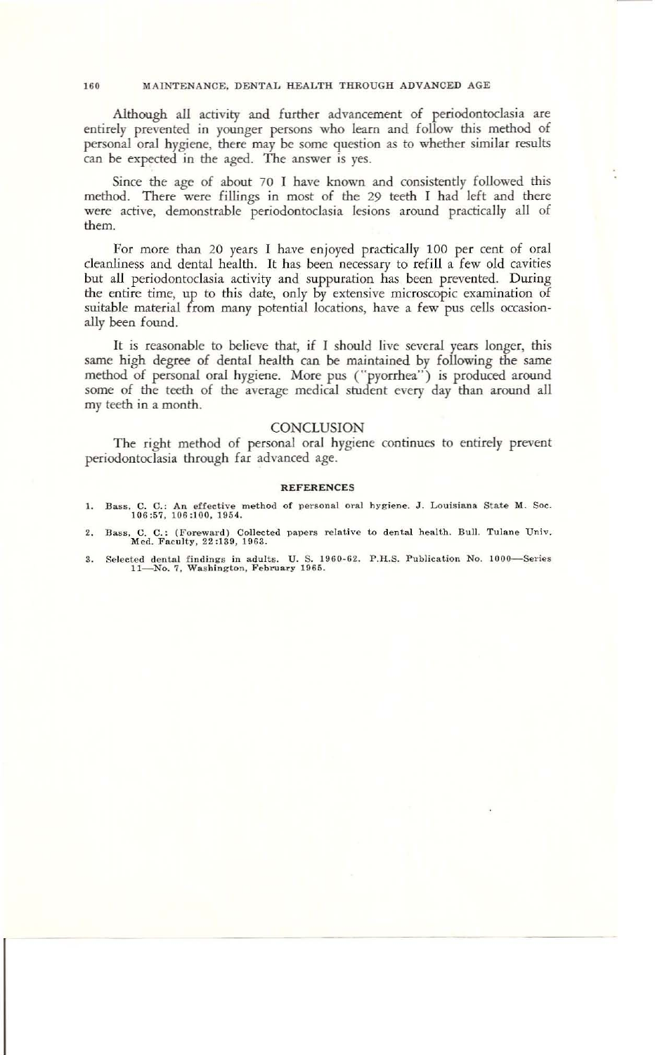Although all activity and further advancement of periodontoclasia are entirely prevented in younger persons who learn and follow this method of personal oral hygiene, there may be some question as to whether similar results can be expected in the aged. The answer is yes.

Since the age of about 70 I have known and consistently followed this method. There were fillings in most of the 29 teeth I had left and there were active, demonstrable periodontoclasia lesions around practically all of them.

For more than 20 years I have enjoyed practically 100 per cent of oral cleanliness and dental health. It has been necessary to refill a few old cavities but all periodontoclasia activity and suppuration has been prevented. During the entire time, up to this date, only by extensive microscopic examination of suitable material from many potential locations, have a few pus cells occasionally been found.

It is reasonable to believe that, if I should live several years longer, this same high degree of dental health can be maintained by following the same method of personal oral hygiene. More pus ("pyorrhea") is produced around some of the teeth of the average medical student every day than around all my teeth in a month.

## CONCLUSION

The right method of personal oral hygiene continues to entirely prevent periodontoclasia through far advanced age.

### REFERENCES

1. Bass, C. C.: An effective method of personal oral hygiene. J. Louisiana State M. Soc. 106:57, 106:100, 1954.
2. Bass, C. C.: (Foreward) Collected papers relative to dental health. Bull. Tulane Univ. Med. Faculty, 22:139, 1963.
3. Selected dental findings in adults. U. S. 1960-62. P.H.S. Publication No. 1000—Series 11—No. 7, Washington, February 1965.